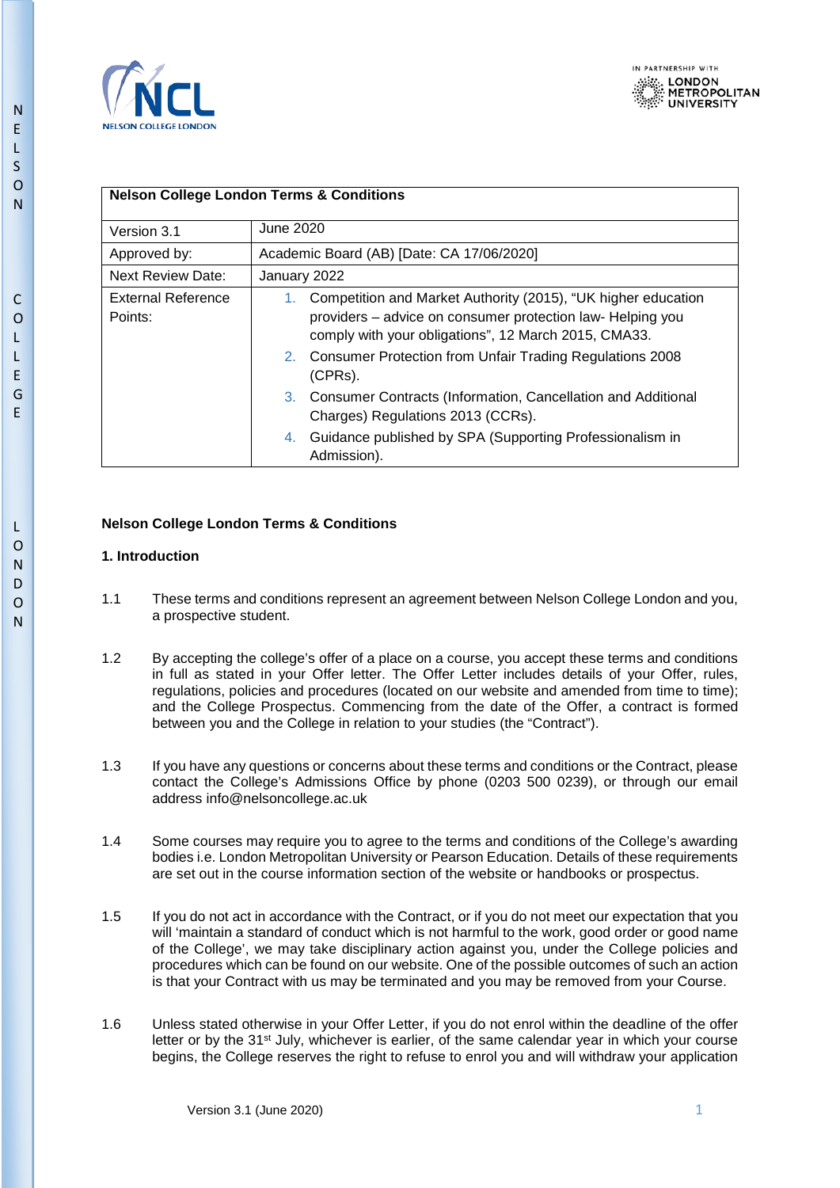| Nelson College London Terms & Conditions | |
|---|---|
| Version 3.1 | June 2020 |
| Approved by: | Academic Board (AB) [Date: CA 17/06/2020] |
| Next Review Date: | January 2022 |
| External Reference Points: | 1. Competition and Market Authority (2015), "UK higher education providers – advice on consumer protection law- Helping you comply with your obligations", 12 March 2015, CMA33. 2. Consumer Protection from Unfair Trading Regulations 2008 (CPRs). 3. Consumer Contracts (Information, Cancellation and Additional Charges) Regulations 2013 (CCRs). 4. Guidance published by SPA (Supporting Professionalism in Admission). |

# Nelson College London Terms & Conditions

## 1. Introduction

1.1 These terms and conditions represent an agreement between Nelson College London and you, a prospective student.

1.2 By accepting the college's offer of a place on a course, you accept these terms and conditions in full as stated in your Offer letter. The Offer Letter includes details of your Offer, rules, regulations, policies and procedures (located on our website and amended from time to time); and the College Prospectus. Commencing from the date of the Offer, a contract is formed between you and the College in relation to your studies (the "Contract").

1.3 If you have any questions or concerns about these terms and conditions or the Contract, please contact the College's Admissions Office by phone (0203 500 0239), or through our email address info@nelsoncollege.ac.uk

1.4 Some courses may require you to agree to the terms and conditions of the College's awarding bodies i.e. London Metropolitan University or Pearson Education. Details of these requirements are set out in the course information section of the website or handbooks or prospectus.

1.5 If you do not act in accordance with the Contract, or if you do not meet our expectation that you will 'maintain a standard of conduct which is not harmful to the work, good order or good name of the College', we may take disciplinary action against you, under the College policies and procedures which can be found on our website. One of the possible outcomes of such an action is that your Contract with us may be terminated and you may be removed from your Course.

1.6 Unless stated otherwise in your Offer Letter, if you do not enrol within the deadline of the offer letter or by the 31st July, whichever is earlier, of the same calendar year in which your course begins, the College reserves the right to refuse to enrol you and will withdraw your application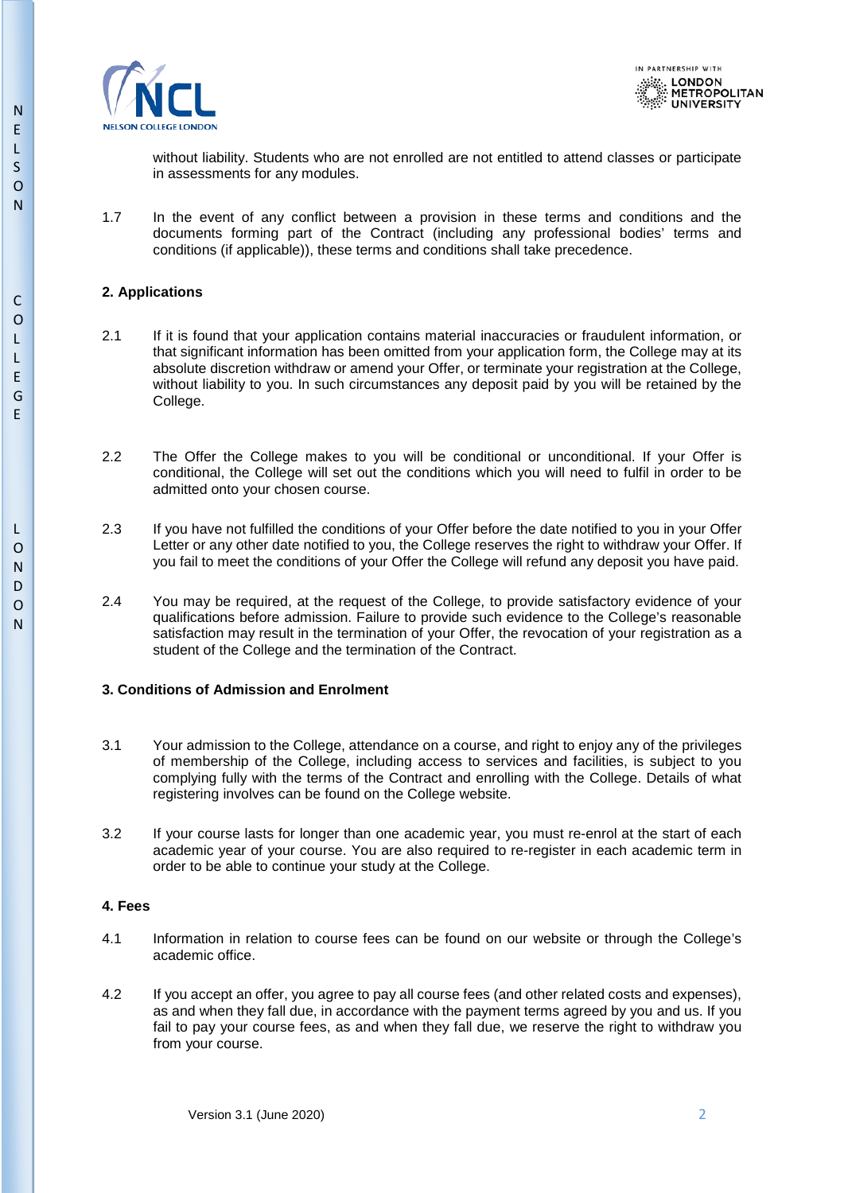without liability. Students who are not enrolled are not entitled to attend classes or participate in assessments for any modules.

1.7 In the event of any conflict between a provision in these terms and conditions and the documents forming part of the Contract (including any professional bodies' terms and conditions (if applicable)), these terms and conditions shall take precedence.

## 2. Applications

2.1 If it is found that your application contains material inaccuracies or fraudulent information, or that significant information has been omitted from your application form, the College may at its absolute discretion withdraw or amend your Offer, or terminate your registration at the College, without liability to you. In such circumstances any deposit paid by you will be retained by the College.

2.2 The Offer the College makes to you will be conditional or unconditional. If your Offer is conditional, the College will set out the conditions which you will need to fulfil in order to be admitted onto your chosen course.

2.3 If you have not fulfilled the conditions of your Offer before the date notified to you in your Offer Letter or any other date notified to you, the College reserves the right to withdraw your Offer. If you fail to meet the conditions of your Offer the College will refund any deposit you have paid.

2.4 You may be required, at the request of the College, to provide satisfactory evidence of your qualifications before admission. Failure to provide such evidence to the College's reasonable satisfaction may result in the termination of your Offer, the revocation of your registration as a student of the College and the termination of the Contract.

## 3. Conditions of Admission and Enrolment

3.1 Your admission to the College, attendance on a course, and right to enjoy any of the privileges of membership of the College, including access to services and facilities, is subject to you complying fully with the terms of the Contract and enrolling with the College. Details of what registering involves can be found on the College website.

3.2 If your course lasts for longer than one academic year, you must re-enrol at the start of each academic year of your course. You are also required to re-register in each academic term in order to be able to continue your study at the College.

## 4. Fees

4.1 Information in relation to course fees can be found on our website or through the College's academic office.

4.2 If you accept an offer, you agree to pay all course fees (and other related costs and expenses), as and when they fall due, in accordance with the payment terms agreed by you and us. If you fail to pay your course fees, as and when they fall due, we reserve the right to withdraw you from your course.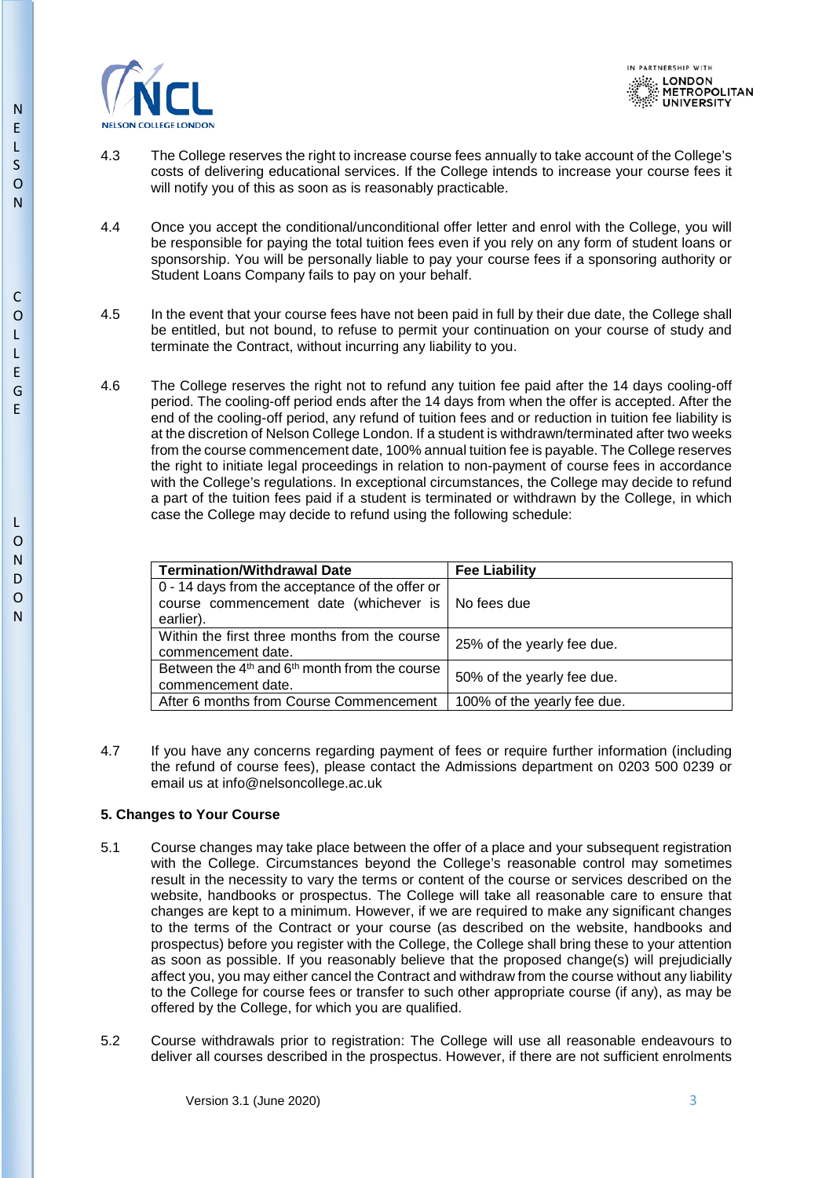4.3 The College reserves the right to increase course fees annually to take account of the College's costs of delivering educational services. If the College intends to increase your course fees it will notify you of this as soon as is reasonably practicable.

4.4 Once you accept the conditional/unconditional offer letter and enrol with the College, you will be responsible for paying the total tuition fees even if you rely on any form of student loans or sponsorship. You will be personally liable to pay your course fees if a sponsoring authority or Student Loans Company fails to pay on your behalf.

4.5 In the event that your course fees have not been paid in full by their due date, the College shall be entitled, but not bound, to refuse to permit your continuation on your course of study and terminate the Contract, without incurring any liability to you.

4.6 The College reserves the right not to refund any tuition fee paid after the 14 days cooling-off period. The cooling-off period ends after the 14 days from when the offer is accepted. After the end of the cooling-off period, any refund of tuition fees and or reduction in tuition fee liability is at the discretion of Nelson College London. If a student is withdrawn/terminated after two weeks from the course commencement date, 100% annual tuition fee is payable. The College reserves the right to initiate legal proceedings in relation to non-payment of course fees in accordance with the College's regulations. In exceptional circumstances, the College may decide to refund a part of the tuition fees paid if a student is terminated or withdrawn by the College, in which case the College may decide to refund using the following schedule:

| Termination/Withdrawal Date | Fee Liability |
|---|---|
| 0 - 14 days from the acceptance of the offer or course commencement date (whichever is earlier). | No fees due |
| Within the first three months from the course commencement date. | 25% of the yearly fee due. |
| Between the 4th and 6th month from the course commencement date. | 50% of the yearly fee due. |
| After 6 months from Course Commencement | 100% of the yearly fee due. |

4.7 If you have any concerns regarding payment of fees or require further information (including the refund of course fees), please contact the Admissions department on 0203 500 0239 or email us at info@nelsoncollege.ac.uk

**5. Changes to Your Course**

5.1 Course changes may take place between the offer of a place and your subsequent registration with the College. Circumstances beyond the College's reasonable control may sometimes result in the necessity to vary the terms or content of the course or services described on the website, handbooks or prospectus. The College will take all reasonable care to ensure that changes are kept to a minimum. However, if we are required to make any significant changes to the terms of the Contract or your course (as described on the website, handbooks and prospectus) before you register with the College, the College shall bring these to your attention as soon as possible. If you reasonably believe that the proposed change(s) will prejudicially affect you, you may either cancel the Contract and withdraw from the course without any liability to the College for course fees or transfer to such other appropriate course (if any), as may be offered by the College, for which you are qualified.

5.2 Course withdrawals prior to registration: The College will use all reasonable endeavours to deliver all courses described in the prospectus. However, if there are not sufficient enrolments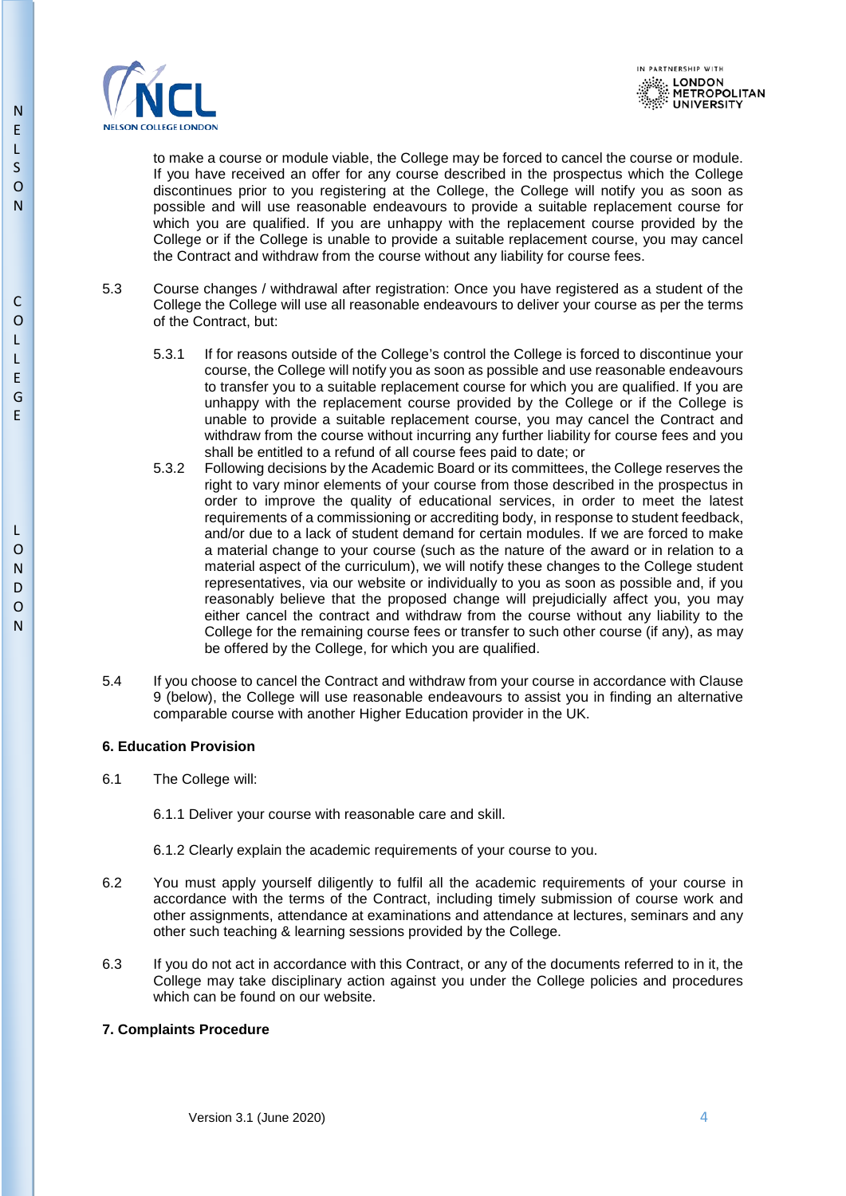to make a course or module viable, the College may be forced to cancel the course or module. If you have received an offer for any course described in the prospectus which the College discontinues prior to you registering at the College, the College will notify you as soon as possible and will use reasonable endeavours to provide a suitable replacement course for which you are qualified. If you are unhappy with the replacement course provided by the College or if the College is unable to provide a suitable replacement course, you may cancel the Contract and withdraw from the course without any liability for course fees.

5.3 Course changes / withdrawal after registration: Once you have registered as a student of the College the College will use all reasonable endeavours to deliver your course as per the terms of the Contract, but:

5.3.1 If for reasons outside of the College's control the College is forced to discontinue your course, the College will notify you as soon as possible and use reasonable endeavours to transfer you to a suitable replacement course for which you are qualified. If you are unhappy with the replacement course provided by the College or if the College is unable to provide a suitable replacement course, you may cancel the Contract and withdraw from the course without incurring any further liability for course fees and you shall be entitled to a refund of all course fees paid to date; or

5.3.2 Following decisions by the Academic Board or its committees, the College reserves the right to vary minor elements of your course from those described in the prospectus in order to improve the quality of educational services, in order to meet the latest requirements of a commissioning or accrediting body, in response to student feedback, and/or due to a lack of student demand for certain modules. If we are forced to make a material change to your course (such as the nature of the award or in relation to a material aspect of the curriculum), we will notify these changes to the College student representatives, via our website or individually to you as soon as possible and, if you reasonably believe that the proposed change will prejudicially affect you, you may either cancel the contract and withdraw from the course without any liability to the College for the remaining course fees or transfer to such other course (if any), as may be offered by the College, for which you are qualified.

5.4 If you choose to cancel the Contract and withdraw from your course in accordance with Clause 9 (below), the College will use reasonable endeavours to assist you in finding an alternative comparable course with another Higher Education provider in the UK.

**6. Education Provision**

6.1 The College will:

6.1.1 Deliver your course with reasonable care and skill.

6.1.2 Clearly explain the academic requirements of your course to you.

6.2 You must apply yourself diligently to fulfil all the academic requirements of your course in accordance with the terms of the Contract, including timely submission of course work and other assignments, attendance at examinations and attendance at lectures, seminars and any other such teaching & learning sessions provided by the College.

6.3 If you do not act in accordance with this Contract, or any of the documents referred to in it, the College may take disciplinary action against you under the College policies and procedures which can be found on our website.

**7. Complaints Procedure**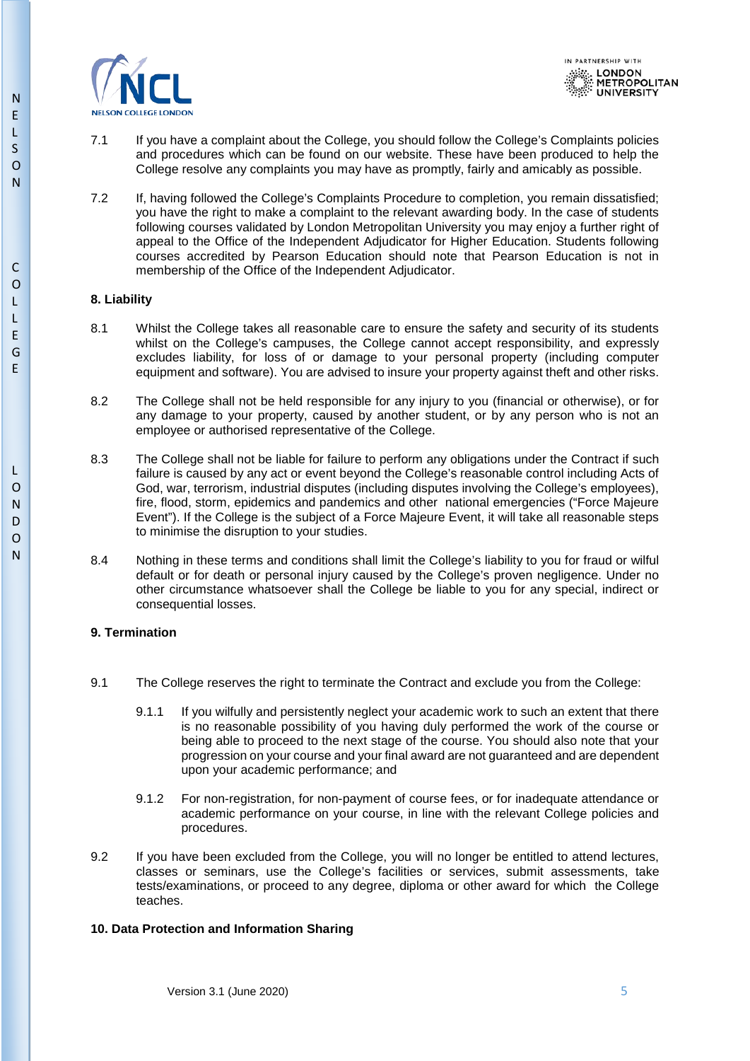7.1 If you have a complaint about the College, you should follow the College's Complaints policies and procedures which can be found on our website. These have been produced to help the College resolve any complaints you may have as promptly, fairly and amicably as possible.

7.2 If, having followed the College's Complaints Procedure to completion, you remain dissatisfied; you have the right to make a complaint to the relevant awarding body. In the case of students following courses validated by London Metropolitan University you may enjoy a further right of appeal to the Office of the Independent Adjudicator for Higher Education. Students following courses accredited by Pearson Education should note that Pearson Education is not in membership of the Office of the Independent Adjudicator.

**8. Liability**

8.1 Whilst the College takes all reasonable care to ensure the safety and security of its students whilst on the College's campuses, the College cannot accept responsibility, and expressly excludes liability, for loss of or damage to your personal property (including computer equipment and software). You are advised to insure your property against theft and other risks.

8.2 The College shall not be held responsible for any injury to you (financial or otherwise), or for any damage to your property, caused by another student, or by any person who is not an employee or authorised representative of the College.

8.3 The College shall not be liable for failure to perform any obligations under the Contract if such failure is caused by any act or event beyond the College's reasonable control including Acts of God, war, terrorism, industrial disputes (including disputes involving the College's employees), fire, flood, storm, epidemics and pandemics and other national emergencies ("Force Majeure Event"). If the College is the subject of a Force Majeure Event, it will take all reasonable steps to minimise the disruption to your studies.

8.4 Nothing in these terms and conditions shall limit the College's liability to you for fraud or wilful default or for death or personal injury caused by the College's proven negligence. Under no other circumstance whatsoever shall the College be liable to you for any special, indirect or consequential losses.

**9. Termination**

9.1 The College reserves the right to terminate the Contract and exclude you from the College:

9.1.1 If you wilfully and persistently neglect your academic work to such an extent that there is no reasonable possibility of you having duly performed the work of the course or being able to proceed to the next stage of the course. You should also note that your progression on your course and your final award are not guaranteed and are dependent upon your academic performance; and

9.1.2 For non-registration, for non-payment of course fees, or for inadequate attendance or academic performance on your course, in line with the relevant College policies and procedures.

9.2 If you have been excluded from the College, you will no longer be entitled to attend lectures, classes or seminars, use the College's facilities or services, submit assessments, take tests/examinations, or proceed to any degree, diploma or other award for which the College teaches.

**10. Data Protection and Information Sharing**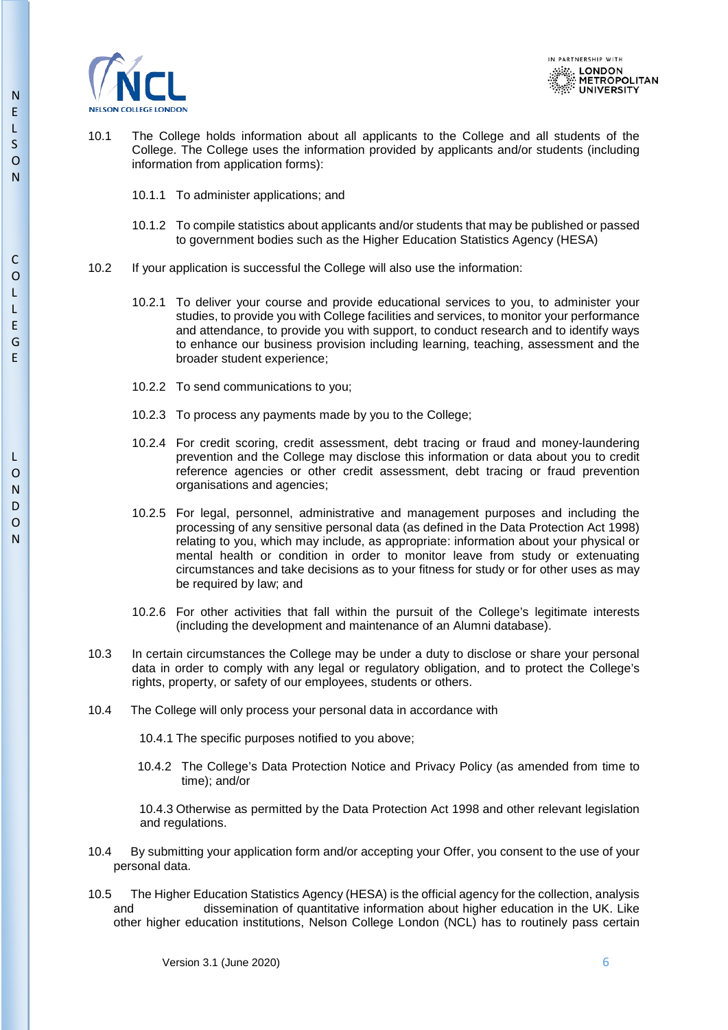10.1 The College holds information about all applicants to the College and all students of the College. The College uses the information provided by applicants and/or students (including information from application forms):

10.1.1 To administer applications; and

10.1.2 To compile statistics about applicants and/or students that may be published or passed to government bodies such as the Higher Education Statistics Agency (HESA)

10.2 If your application is successful the College will also use the information:

10.2.1 To deliver your course and provide educational services to you, to administer your studies, to provide you with College facilities and services, to monitor your performance and attendance, to provide you with support, to conduct research and to identify ways to enhance our business provision including learning, teaching, assessment and the broader student experience;

10.2.2 To send communications to you;

10.2.3 To process any payments made by you to the College;

10.2.4 For credit scoring, credit assessment, debt tracing or fraud and money-laundering prevention and the College may disclose this information or data about you to credit reference agencies or other credit assessment, debt tracing or fraud prevention organisations and agencies;

10.2.5 For legal, personnel, administrative and management purposes and including the processing of any sensitive personal data (as defined in the Data Protection Act 1998) relating to you, which may include, as appropriate: information about your physical or mental health or condition in order to monitor leave from study or extenuating circumstances and take decisions as to your fitness for study or for other uses as may be required by law; and

10.2.6 For other activities that fall within the pursuit of the College's legitimate interests (including the development and maintenance of an Alumni database).

10.3 In certain circumstances the College may be under a duty to disclose or share your personal data in order to comply with any legal or regulatory obligation, and to protect the College's rights, property, or safety of our employees, students or others.

10.4 The College will only process your personal data in accordance with

10.4.1 The specific purposes notified to you above;

10.4.2 The College's Data Protection Notice and Privacy Policy (as amended from time to time); and/or

10.4.3 Otherwise as permitted by the Data Protection Act 1998 and other relevant legislation and regulations.

10.4 By submitting your application form and/or accepting your Offer, you consent to the use of your personal data.

10.5 The Higher Education Statistics Agency (HESA) is the official agency for the collection, analysis and dissemination of quantitative information about higher education in the UK. Like other higher education institutions, Nelson College London (NCL) has to routinely pass certain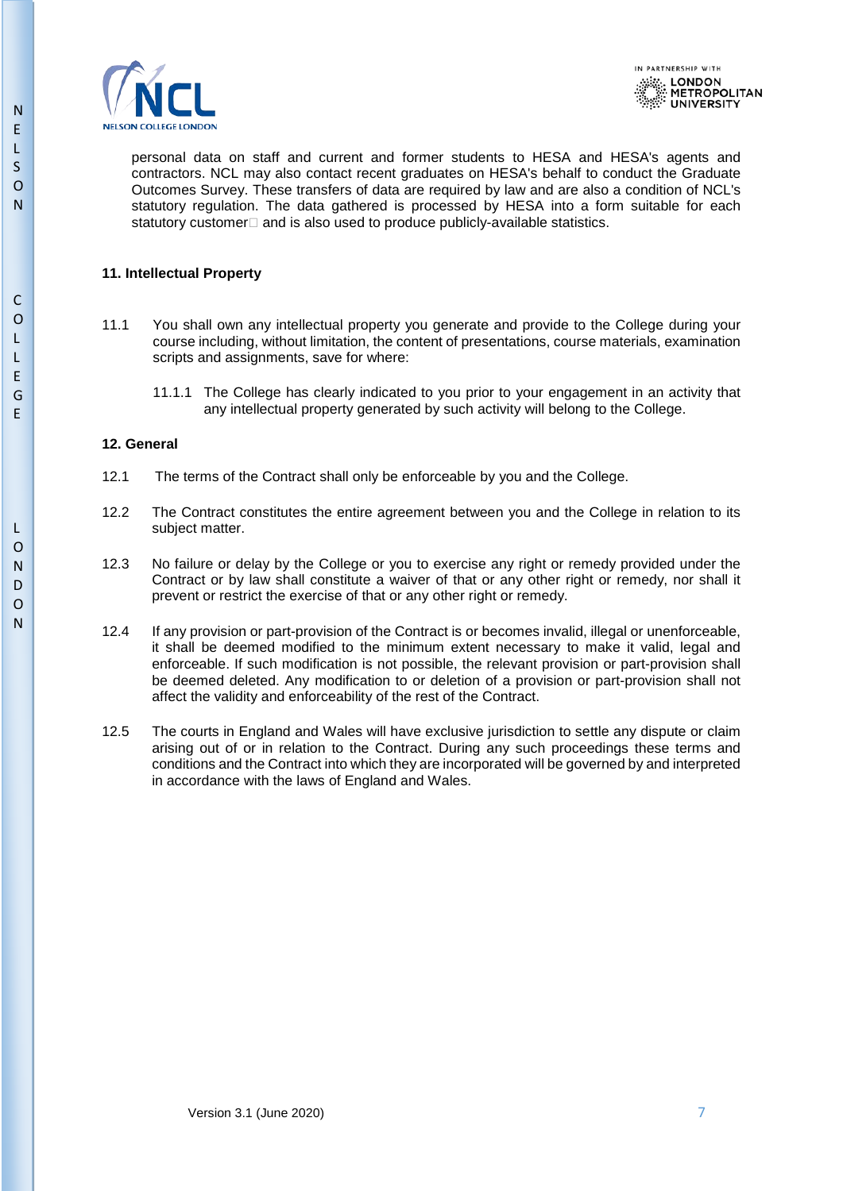personal data on staff and current and former students to HESA and HESA's agents and contractors. NCL may also contact recent graduates on HESA's behalf to conduct the Graduate Outcomes Survey. These transfers of data are required by law and are also a condition of NCL's statutory regulation. The data gathered is processed by HESA into a form suitable for each statutory customer and is also used to produce publicly-available statistics.

### 11. Intellectual Property

11.1 You shall own any intellectual property you generate and provide to the College during your course including, without limitation, the content of presentations, course materials, examination scripts and assignments, save for where:

11.1.1 The College has clearly indicated to you prior to your engagement in an activity that any intellectual property generated by such activity will belong to the College.

### 12. General

12.1 The terms of the Contract shall only be enforceable by you and the College.

12.2 The Contract constitutes the entire agreement between you and the College in relation to its subject matter.

12.3 No failure or delay by the College or you to exercise any right or remedy provided under the Contract or by law shall constitute a waiver of that or any other right or remedy, nor shall it prevent or restrict the exercise of that or any other right or remedy.

12.4 If any provision or part-provision of the Contract is or becomes invalid, illegal or unenforceable, it shall be deemed modified to the minimum extent necessary to make it valid, legal and enforceable. If such modification is not possible, the relevant provision or part-provision shall be deemed deleted. Any modification to or deletion of a provision or part-provision shall not affect the validity and enforceability of the rest of the Contract.

12.5 The courts in England and Wales will have exclusive jurisdiction to settle any dispute or claim arising out of or in relation to the Contract. During any such proceedings these terms and conditions and the Contract into which they are incorporated will be governed by and interpreted in accordance with the laws of England and Wales.

Version 3.1 (June 2020)